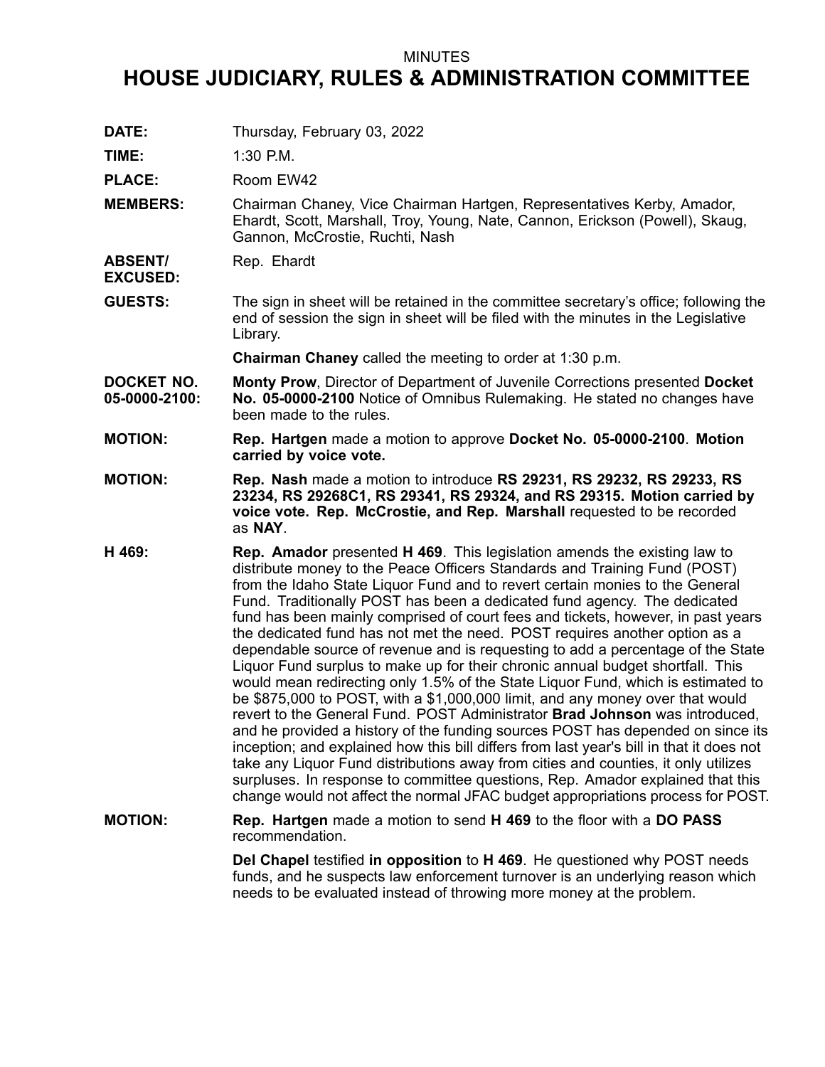MINUTES

# HOUSE JUDICIARY, RULES & ADMINISTRATION COMMITTEE

**DATE:** Thursday, February 03, 2022

**TIME:** 1:30 P.M.

**PLACE:** Room EW42

**MEMBERS:** Chairman Chaney, Vice Chairman Hartgen, Representatives Kerby, Amador, Ehardt, Scott, Marshall, Troy, Young, Nate, Cannon, Erickson (Powell), Skaug, Gannon, McCrostie, Ruchti, Nash

**ABSENT/ EXCUSED:** Rep. Ehardt

**GUESTS:** The sign in sheet will be retained in the committee secretary's office; following the end of session the sign in sheet will be filed with the minutes in the Legislative Library.

**Chairman Chaney** called the meeting to order at 1:30 p.m.

**DOCKET NO. 05-0000-2100:** **Monty Prow**, Director of Department of Juvenile Corrections presented **Docket No. 05-0000-2100** Notice of Omnibus Rulemaking. He stated no changes have been made to the rules.

**MOTION:** **Rep. Hartgen** made a motion to approve **Docket No. 05-0000-2100**. **Motion carried by voice vote.**

**MOTION:** **Rep. Nash** made a motion to introduce **RS 29231, RS 29232, RS 29233, RS 23234, RS 29268C1, RS 29341, RS 29324, and RS 29315. Motion carried by voice vote. Rep. McCrostie, and Rep. Marshall** requested to be recorded as **NAY**.

**H 469:** **Rep. Amador** presented **H 469**. This legislation amends the existing law to distribute money to the Peace Officers Standards and Training Fund (POST) from the Idaho State Liquor Fund and to revert certain monies to the General Fund. Traditionally POST has been a dedicated fund agency. The dedicated fund has been mainly comprised of court fees and tickets, however, in past years the dedicated fund has not met the need. POST requires another option as a dependable source of revenue and is requesting to add a percentage of the State Liquor Fund surplus to make up for their chronic annual budget shortfall. This would mean redirecting only 1.5% of the State Liquor Fund, which is estimated to be $875,000 to POST, with a $1,000,000 limit, and any money over that would revert to the General Fund. POST Administrator **Brad Johnson** was introduced, and he provided a history of the funding sources POST has depended on since its inception; and explained how this bill differs from last year's bill in that it does not take any Liquor Fund distributions away from cities and counties, it only utilizes surpluses. In response to committee questions, Rep. Amador explained that this change would not affect the normal JFAC budget appropriations process for POST.

**MOTION:** **Rep. Hartgen** made a motion to send **H 469** to the floor with a **DO PASS** recommendation.

**Del Chapel** testified **in opposition** to **H 469**. He questioned why POST needs funds, and he suspects law enforcement turnover is an underlying reason which needs to be evaluated instead of throwing more money at the problem.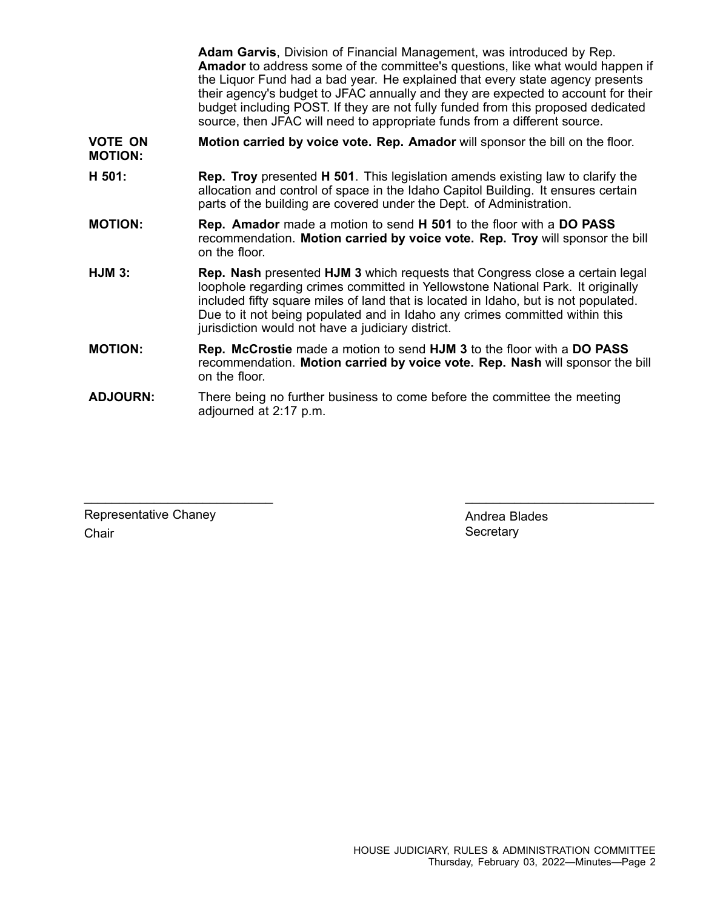**Adam Garvis**, Division of Financial Management, was introduced by Rep. **Amador** to address some of the committee's questions, like what would happen if the Liquor Fund had a bad year. He explained that every state agency presents their agency's budget to JFAC annually and they are expected to account for their budget including POST. If they are not fully funded from this proposed dedicated source, then JFAC will need to appropriate funds from a different source.

**VOTE ON MOTION:** **Motion carried by voice vote. Rep. Amador** will sponsor the bill on the floor.

**H 501:** **Rep. Troy** presented **H 501**. This legislation amends existing law to clarify the allocation and control of space in the Idaho Capitol Building. It ensures certain parts of the building are covered under the Dept. of Administration.

**MOTION:** **Rep. Amador** made a motion to send **H 501** to the floor with a **DO PASS** recommendation. **Motion carried by voice vote. Rep. Troy** will sponsor the bill on the floor.

**HJM 3:** **Rep. Nash** presented **HJM 3** which requests that Congress close a certain legal loophole regarding crimes committed in Yellowstone National Park. It originally included fifty square miles of land that is located in Idaho, but is not populated. Due to it not being populated and in Idaho any crimes committed within this jurisdiction would not have a judiciary district.

**MOTION:** **Rep. McCrostie** made a motion to send **HJM 3** to the floor with a **DO PASS** recommendation. **Motion carried by voice vote. Rep. Nash** will sponsor the bill on the floor.

**ADJOURN:** There being no further business to come before the committee the meeting adjourned at 2:17 p.m.

___________________________
Representative Chaney
Chair

___________________________
Andrea Blades
Secretary